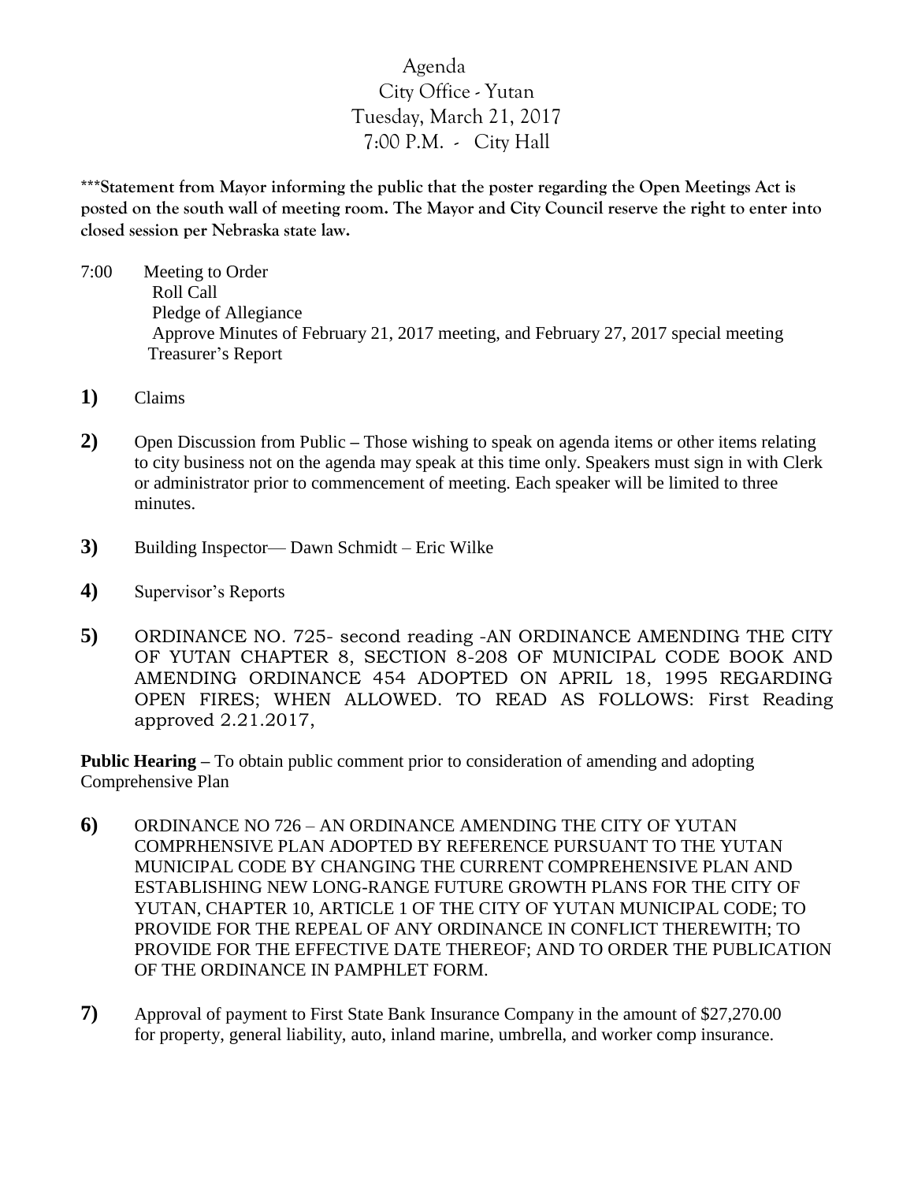# Agenda
## City Office - Yutan
## Tuesday, March 21, 2017
## 7:00 P.M. - City Hall

**\*\*\*Statement from Mayor informing the public that the poster regarding the Open Meetings Act is posted on the south wall of meeting room. The Mayor and City Council reserve the right to enter into closed session per Nebraska state law.**

7:00 Meeting to Order
- Roll Call
- Pledge of Allegiance
- Approve Minutes of February 21, 2017 meeting, and February 27, 2017 special meeting
- Treasurer's Report

**1)** Claims

**2)** Open Discussion from Public – Those wishing to speak on agenda items or other items relating to city business not on the agenda may speak at this time only. Speakers must sign in with Clerk or administrator prior to commencement of meeting. Each speaker will be limited to three minutes.

**3)** Building Inspector— Dawn Schmidt – Eric Wilke

**4)** Supervisor's Reports

**5)** ORDINANCE NO. 725- second reading -AN ORDINANCE AMENDING THE CITY OF YUTAN CHAPTER 8, SECTION 8-208 OF MUNICIPAL CODE BOOK AND AMENDING ORDINANCE 454 ADOPTED ON APRIL 18, 1995 REGARDING OPEN FIRES; WHEN ALLOWED. TO READ AS FOLLOWS: First Reading approved 2.21.2017,

**Public Hearing** – To obtain public comment prior to consideration of amending and adopting Comprehensive Plan

**6)** ORDINANCE NO 726 – AN ORDINANCE AMENDING THE CITY OF YUTAN COMPRHENSIVE PLAN ADOPTED BY REFERENCE PURSUANT TO THE YUTAN MUNICIPAL CODE BY CHANGING THE CURRENT COMPREHENSIVE PLAN AND ESTABLISHING NEW LONG-RANGE FUTURE GROWTH PLANS FOR THE CITY OF YUTAN, CHAPTER 10, ARTICLE 1 OF THE CITY OF YUTAN MUNICIPAL CODE; TO PROVIDE FOR THE REPEAL OF ANY ORDINANCE IN CONFLICT THEREWITH; TO PROVIDE FOR THE EFFECTIVE DATE THEREOF; AND TO ORDER THE PUBLICATION OF THE ORDINANCE IN PAMPHLET FORM.

**7)** Approval of payment to First State Bank Insurance Company in the amount of $27,270.00 for property, general liability, auto, inland marine, umbrella, and worker comp insurance.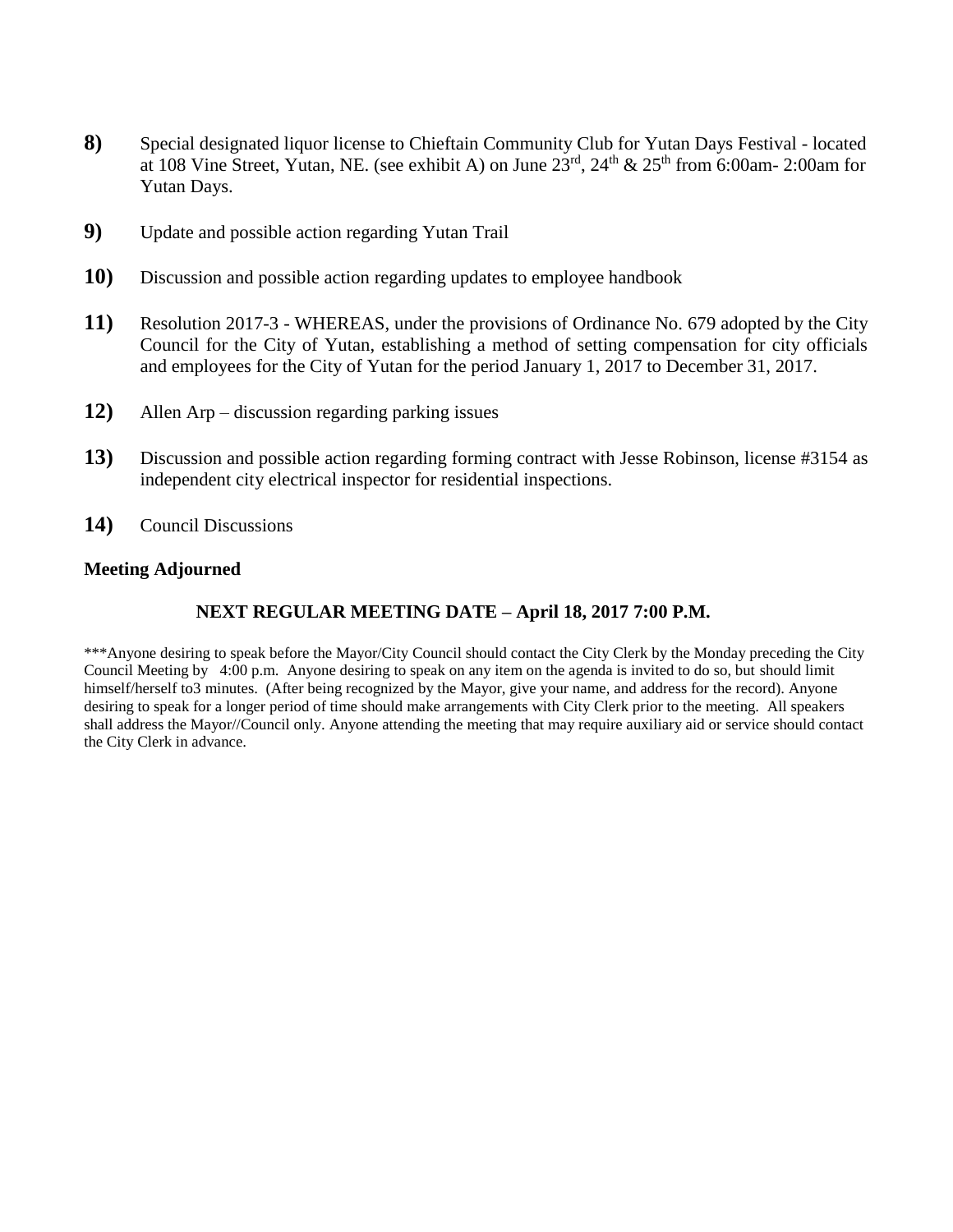**8)** Special designated liquor license to Chieftain Community Club for Yutan Days Festival - located at 108 Vine Street, Yutan, NE. (see exhibit A) on June 23rd, 24th & 25th from 6:00am- 2:00am for Yutan Days.

**9)** Update and possible action regarding Yutan Trail

**10)** Discussion and possible action regarding updates to employee handbook

**11)** Resolution 2017-3 - WHEREAS, under the provisions of Ordinance No. 679 adopted by the City Council for the City of Yutan, establishing a method of setting compensation for city officials and employees for the City of Yutan for the period January 1, 2017 to December 31, 2017.

**12)** Allen Arp – discussion regarding parking issues

**13)** Discussion and possible action regarding forming contract with Jesse Robinson, license #3154 as independent city electrical inspector for residential inspections.

**14)** Council Discussions

**Meeting Adjourned**

**NEXT REGULAR MEETING DATE – April 18, 2017 7:00 P.M.**

***Anyone desiring to speak before the Mayor/City Council should contact the City Clerk by the Monday preceding the City Council Meeting by 4:00 p.m. Anyone desiring to speak on any item on the agenda is invited to do so, but should limit himself/herself to3 minutes. (After being recognized by the Mayor, give your name, and address for the record). Anyone desiring to speak for a longer period of time should make arrangements with City Clerk prior to the meeting. All speakers shall address the Mayor//Council only. Anyone attending the meeting that may require auxiliary aid or service should contact the City Clerk in advance.